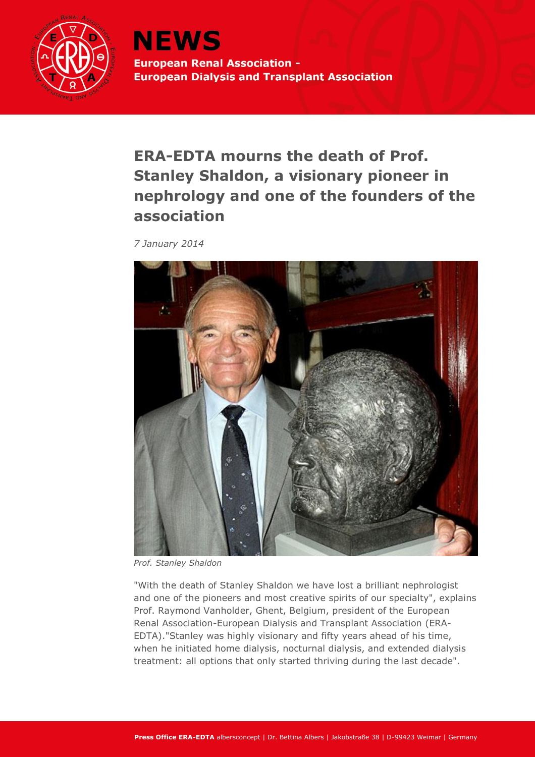# NEWS

**European Renal Association - European Dialysis and Transplant Association**

## ERA-EDTA mourns the death of Prof. Stanley Shaldon, a visionary pioneer in nephrology and one of the founders of the association

*7 January 2014*

*Prof. Stanley Shaldon*

"With the death of Stanley Shaldon we have lost a brilliant nephrologist and one of the pioneers and most creative spirits of our specialty", explains Prof. Raymond Vanholder, Ghent, Belgium, president of the European Renal Association-European Dialysis and Transplant Association (ERA-EDTA)."Stanley was highly visionary and fifty years ahead of his time, when he initiated home dialysis, nocturnal dialysis, and extended dialysis treatment: all options that only started thriving during the last decade".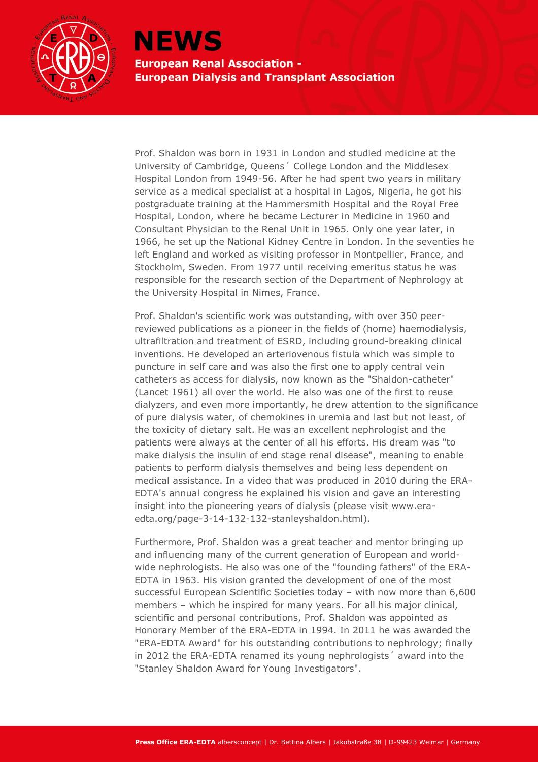Prof. Shaldon was born in 1931 in London and studied medicine at the University of Cambridge, Queens´ College London and the Middlesex Hospital London from 1949-56. After he had spent two years in military service as a medical specialist at a hospital in Lagos, Nigeria, he got his postgraduate training at the Hammersmith Hospital and the Royal Free Hospital, London, where he became Lecturer in Medicine in 1960 and Consultant Physician to the Renal Unit in 1965. Only one year later, in 1966, he set up the National Kidney Centre in London. In the seventies he left England and worked as visiting professor in Montpellier, France, and Stockholm, Sweden. From 1977 until receiving emeritus status he was responsible for the research section of the Department of Nephrology at the University Hospital in Nimes, France.

Prof. Shaldon's scientific work was outstanding, with over 350 peer-reviewed publications as a pioneer in the fields of (home) haemodialysis, ultrafiltration and treatment of ESRD, including ground-breaking clinical inventions. He developed an arteriovenous fistula which was simple to puncture in self care and was also the first one to apply central vein catheters as access for dialysis, now known as the "Shaldon-catheter" (Lancet 1961) all over the world. He also was one of the first to reuse dialyzers, and even more importantly, he drew attention to the significance of pure dialysis water, of chemokines in uremia and last but not least, of the toxicity of dietary salt. He was an excellent nephrologist and the patients were always at the center of all his efforts. His dream was "to make dialysis the insulin of end stage renal disease", meaning to enable patients to perform dialysis themselves and being less dependent on medical assistance. In a video that was produced in 2010 during the ERA-EDTA's annual congress he explained his vision and gave an interesting insight into the pioneering years of dialysis (please visit www.era-edta.org/page-3-14-132-132-stanleyshaldon.html).

Furthermore, Prof. Shaldon was a great teacher and mentor bringing up and influencing many of the current generation of European and world-wide nephrologists. He also was one of the "founding fathers" of the ERA-EDTA in 1963. His vision granted the development of one of the most successful European Scientific Societies today – with now more than 6,600 members – which he inspired for many years. For all his major clinical, scientific and personal contributions, Prof. Shaldon was appointed as Honorary Member of the ERA-EDTA in 1994. In 2011 he was awarded the "ERA-EDTA Award" for his outstanding contributions to nephrology; finally in 2012 the ERA-EDTA renamed its young nephrologists´ award into the "Stanley Shaldon Award for Young Investigators".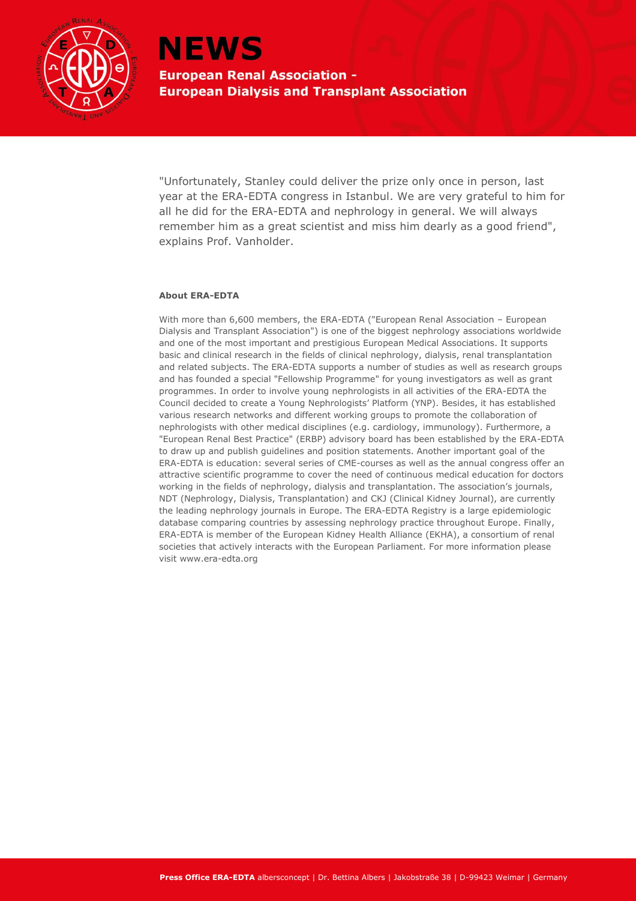"Unfortunately, Stanley could deliver the prize only once in person, last year at the ERA-EDTA congress in Istanbul. We are very grateful to him for all he did for the ERA-EDTA and nephrology in general. We will always remember him as a great scientist and miss him dearly as a good friend", explains Prof. Vanholder.

**About ERA-EDTA**

With more than 6,600 members, the ERA-EDTA ("European Renal Association – European Dialysis and Transplant Association") is one of the biggest nephrology associations worldwide and one of the most important and prestigious European Medical Associations. It supports basic and clinical research in the fields of clinical nephrology, dialysis, renal transplantation and related subjects. The ERA-EDTA supports a number of studies as well as research groups and has founded a special "Fellowship Programme" for young investigators as well as grant programmes. In order to involve young nephrologists in all activities of the ERA-EDTA the Council decided to create a Young Nephrologists' Platform (YNP). Besides, it has established various research networks and different working groups to promote the collaboration of nephrologists with other medical disciplines (e.g. cardiology, immunology). Furthermore, a "European Renal Best Practice" (ERBP) advisory board has been established by the ERA-EDTA to draw up and publish guidelines and position statements. Another important goal of the ERA-EDTA is education: several series of CME-courses as well as the annual congress offer an attractive scientific programme to cover the need of continuous medical education for doctors working in the fields of nephrology, dialysis and transplantation. The association's journals, NDT (Nephrology, Dialysis, Transplantation) and CKJ (Clinical Kidney Journal), are currently the leading nephrology journals in Europe. The ERA-EDTA Registry is a large epidemiologic database comparing countries by assessing nephrology practice throughout Europe. Finally, ERA-EDTA is member of the European Kidney Health Alliance (EKHA), a consortium of renal societies that actively interacts with the European Parliament. For more information please visit www.era-edta.org